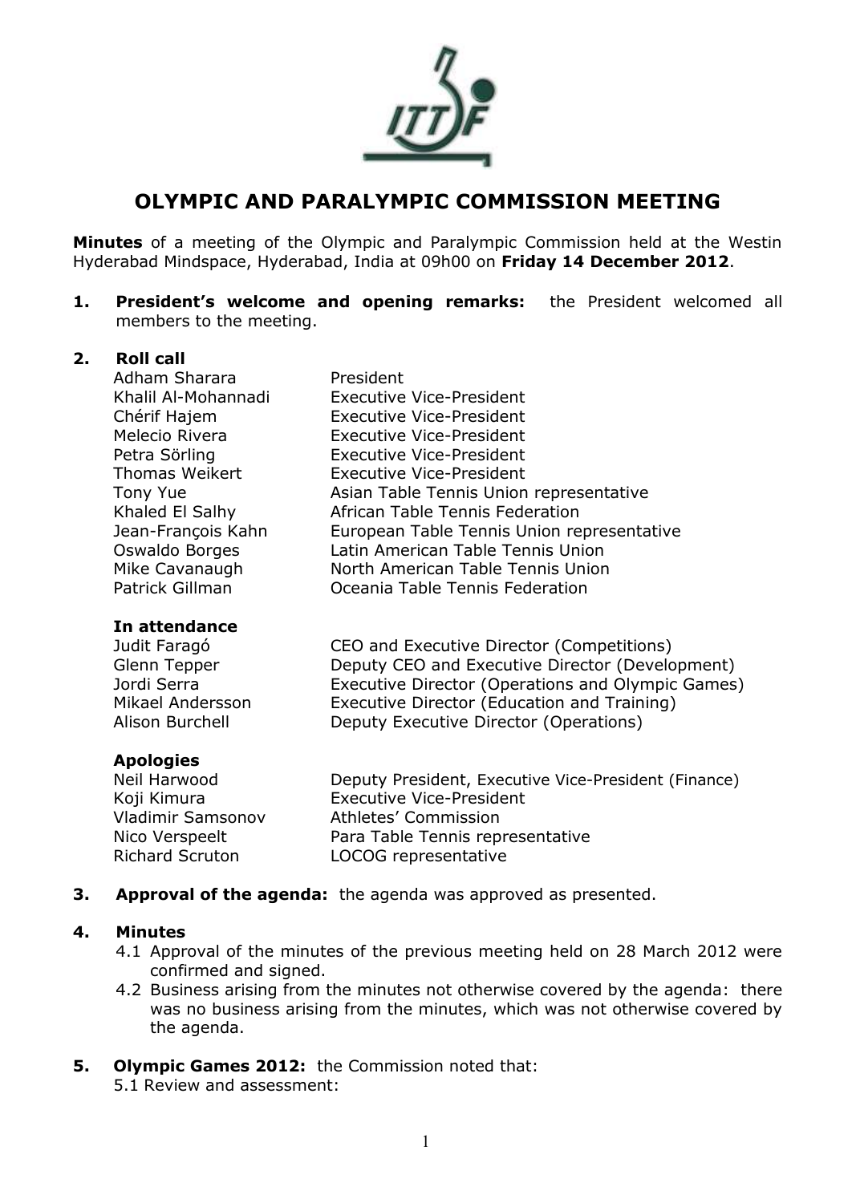# OLYMPIC AND PARALYMPIC COMMISSION MEETING

**Minutes** of a meeting of the Olympic and Paralympic Commission held at the Westin Hyderabad Mindspace, Hyderabad, India at 09h00 on **Friday 14 December 2012**.

**1. President's welcome and opening remarks:** the President welcomed all members to the meeting.

**2. Roll call**

| | |
|---|---|
| Adham Sharara | President |
| Khalil Al-Mohannadi | Executive Vice-President |
| Chérif Hajem | Executive Vice-President |
| Melecio Rivera | Executive Vice-President |
| Petra Sörling | Executive Vice-President |
| Thomas Weikert | Executive Vice-President |
| Tony Yue | Asian Table Tennis Union representative |
| Khaled El Salhy | African Table Tennis Federation |
| Jean-François Kahn | European Table Tennis Union representative |
| Oswaldo Borges | Latin American Table Tennis Union |
| Mike Cavanaugh | North American Table Tennis Union |
| Patrick Gillman | Oceania Table Tennis Federation |

**In attendance**

| | |
|---|---|
| Judit Faragó | CEO and Executive Director (Competitions) |
| Glenn Tepper | Deputy CEO and Executive Director (Development) |
| Jordi Serra | Executive Director (Operations and Olympic Games) |
| Mikael Andersson | Executive Director (Education and Training) |
| Alison Burchell | Deputy Executive Director (Operations) |

**Apologies**

| | |
|---|---|
| Neil Harwood | Deputy President, Executive Vice-President (Finance) |
| Koji Kimura | Executive Vice-President |
| Vladimir Samsonov | Athletes' Commission |
| Nico Verspeelt | Para Table Tennis representative |
| Richard Scruton | LOCOG representative |

**3. Approval of the agenda:** the agenda was approved as presented.

**4. Minutes**

4.1 Approval of the minutes of the previous meeting held on 28 March 2012 were confirmed and signed.

4.2 Business arising from the minutes not otherwise covered by the agenda: there was no business arising from the minutes, which was not otherwise covered by the agenda.

**5. Olympic Games 2012:** the Commission noted that:

5.1 Review and assessment: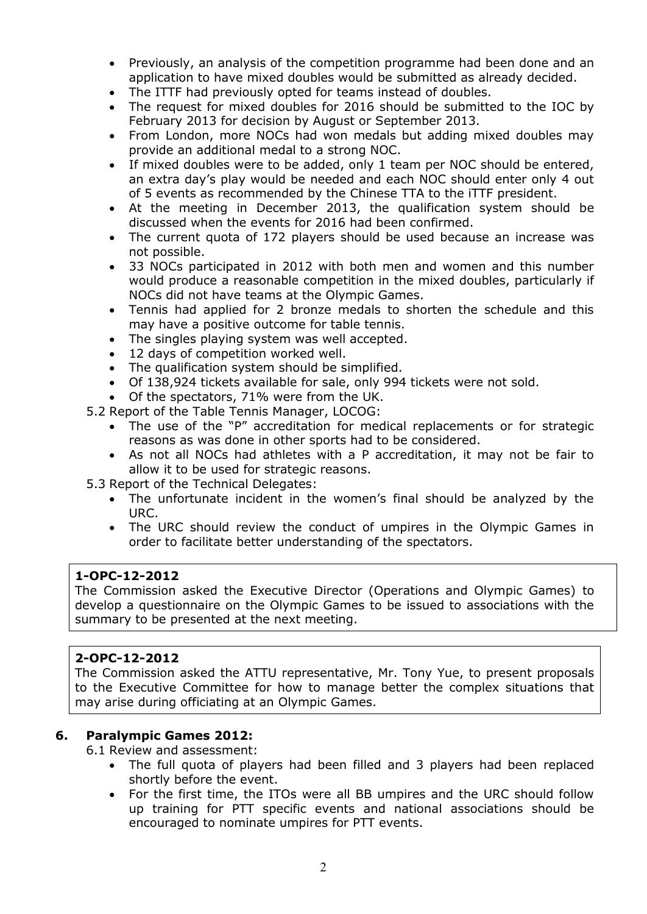- Previously, an analysis of the competition programme had been done and an application to have mixed doubles would be submitted as already decided.
- The ITTF had previously opted for teams instead of doubles.
- The request for mixed doubles for 2016 should be submitted to the IOC by February 2013 for decision by August or September 2013.
- From London, more NOCs had won medals but adding mixed doubles may provide an additional medal to a strong NOC.
- If mixed doubles were to be added, only 1 team per NOC should be entered, an extra day's play would be needed and each NOC should enter only 4 out of 5 events as recommended by the Chinese TTA to the iTTF president.
- At the meeting in December 2013, the qualification system should be discussed when the events for 2016 had been confirmed.
- The current quota of 172 players should be used because an increase was not possible.
- 33 NOCs participated in 2012 with both men and women and this number would produce a reasonable competition in the mixed doubles, particularly if NOCs did not have teams at the Olympic Games.
- Tennis had applied for 2 bronze medals to shorten the schedule and this may have a positive outcome for table tennis.
- The singles playing system was well accepted.
- 12 days of competition worked well.
- The qualification system should be simplified.
- Of 138,924 tickets available for sale, only 994 tickets were not sold.
- Of the spectators, 71% were from the UK.

5.2 Report of the Table Tennis Manager, LOCOG:

- The use of the "P" accreditation for medical replacements or for strategic reasons as was done in other sports had to be considered.
- As not all NOCs had athletes with a P accreditation, it may not be fair to allow it to be used for strategic reasons.

5.3 Report of the Technical Delegates:

- The unfortunate incident in the women's final should be analyzed by the URC.
- The URC should review the conduct of umpires in the Olympic Games in order to facilitate better understanding of the spectators.

**1-OPC-12-2012**
The Commission asked the Executive Director (Operations and Olympic Games) to develop a questionnaire on the Olympic Games to be issued to associations with the summary to be presented at the next meeting.

**2-OPC-12-2012**
The Commission asked the ATTU representative, Mr. Tony Yue, to present proposals to the Executive Committee for how to manage better the complex situations that may arise during officiating at an Olympic Games.

## 6. Paralympic Games 2012:

6.1 Review and assessment:

- The full quota of players had been filled and 3 players had been replaced shortly before the event.
- For the first time, the ITOs were all BB umpires and the URC should follow up training for PTT specific events and national associations should be encouraged to nominate umpires for PTT events.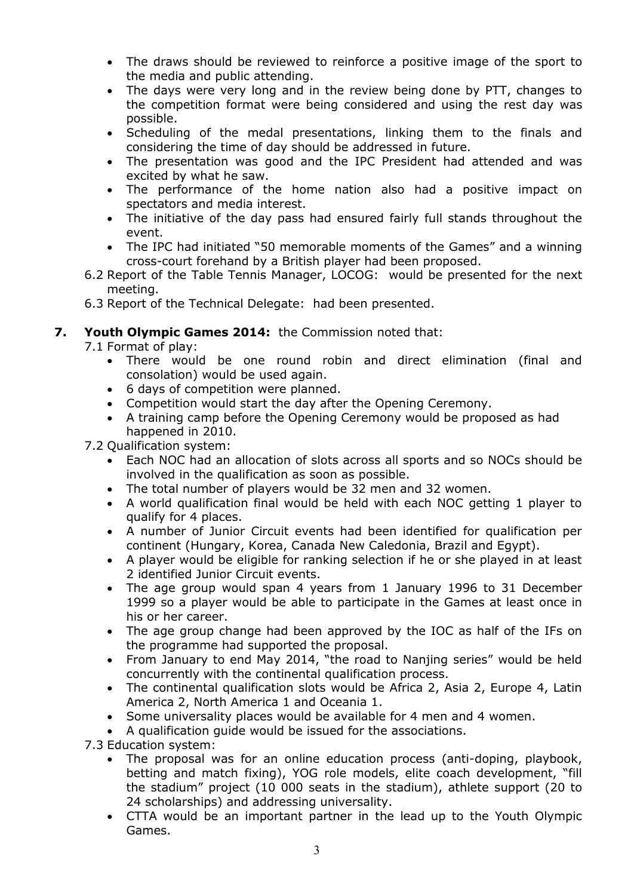- The draws should be reviewed to reinforce a positive image of the sport to the media and public attending.
- The days were very long and in the review being done by PTT, changes to the competition format were being considered and using the rest day was possible.
- Scheduling of the medal presentations, linking them to the finals and considering the time of day should be addressed in future.
- The presentation was good and the IPC President had attended and was excited by what he saw.
- The performance of the home nation also had a positive impact on spectators and media interest.
- The initiative of the day pass had ensured fairly full stands throughout the event.
- The IPC had initiated "50 memorable moments of the Games" and a winning cross-court forehand by a British player had been proposed.

6.2 Report of the Table Tennis Manager, LOCOG: would be presented for the next meeting.

6.3 Report of the Technical Delegate: had been presented.

**7. Youth Olympic Games 2014:** the Commission noted that:

7.1 Format of play:

- There would be one round robin and direct elimination (final and consolation) would be used again.
- 6 days of competition were planned.
- Competition would start the day after the Opening Ceremony.
- A training camp before the Opening Ceremony would be proposed as had happened in 2010.

7.2 Qualification system:

- Each NOC had an allocation of slots across all sports and so NOCs should be involved in the qualification as soon as possible.
- The total number of players would be 32 men and 32 women.
- A world qualification final would be held with each NOC getting 1 player to qualify for 4 places.
- A number of Junior Circuit events had been identified for qualification per continent (Hungary, Korea, Canada New Caledonia, Brazil and Egypt).
- A player would be eligible for ranking selection if he or she played in at least 2 identified Junior Circuit events.
- The age group would span 4 years from 1 January 1996 to 31 December 1999 so a player would be able to participate in the Games at least once in his or her career.
- The age group change had been approved by the IOC as half of the IFs on the programme had supported the proposal.
- From January to end May 2014, "the road to Nanjing series" would be held concurrently with the continental qualification process.
- The continental qualification slots would be Africa 2, Asia 2, Europe 4, Latin America 2, North America 1 and Oceania 1.
- Some universality places would be available for 4 men and 4 women.
- A qualification guide would be issued for the associations.

7.3 Education system:

- The proposal was for an online education process (anti-doping, playbook, betting and match fixing), YOG role models, elite coach development, "fill the stadium" project (10 000 seats in the stadium), athlete support (20 to 24 scholarships) and addressing universality.
- CTTA would be an important partner in the lead up to the Youth Olympic Games.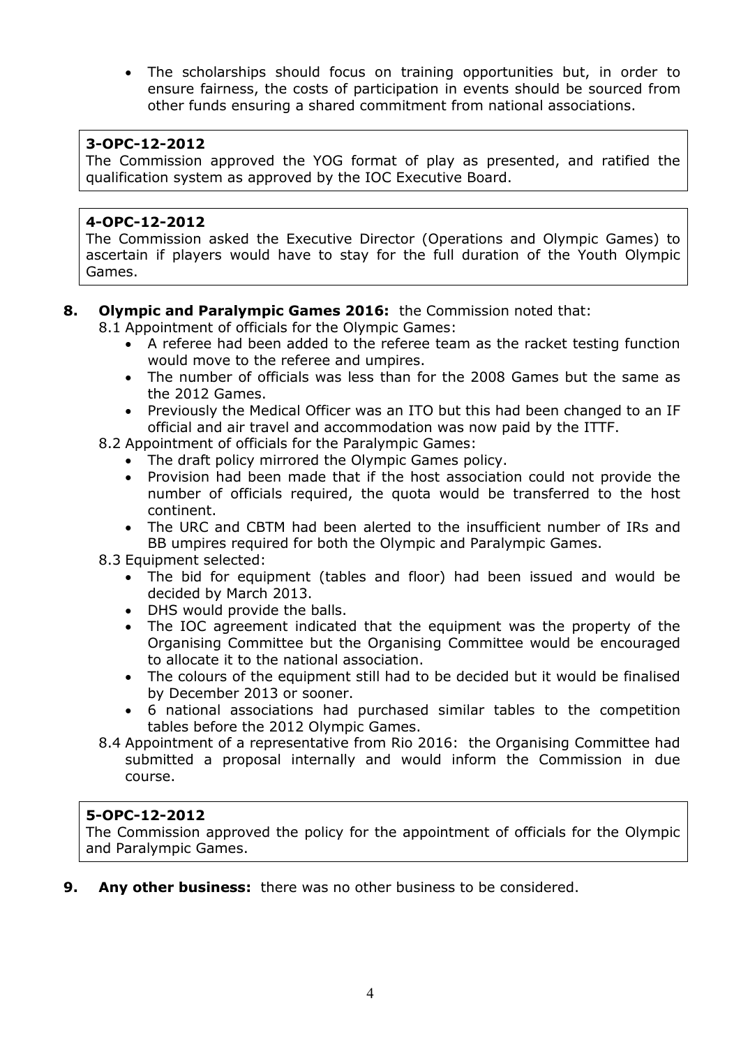- The scholarships should focus on training opportunities but, in order to ensure fairness, the costs of participation in events should be sourced from other funds ensuring a shared commitment from national associations.

**3-OPC-12-2012**
The Commission approved the YOG format of play as presented, and ratified the qualification system as approved by the IOC Executive Board.

**4-OPC-12-2012**
The Commission asked the Executive Director (Operations and Olympic Games) to ascertain if players would have to stay for the full duration of the Youth Olympic Games.

**8. Olympic and Paralympic Games 2016:** the Commission noted that:

8.1 Appointment of officials for the Olympic Games:

- A referee had been added to the referee team as the racket testing function would move to the referee and umpires.
- The number of officials was less than for the 2008 Games but the same as the 2012 Games.
- Previously the Medical Officer was an ITO but this had been changed to an IF official and air travel and accommodation was now paid by the ITTF.

8.2 Appointment of officials for the Paralympic Games:

- The draft policy mirrored the Olympic Games policy.
- Provision had been made that if the host association could not provide the number of officials required, the quota would be transferred to the host continent.
- The URC and CBTM had been alerted to the insufficient number of IRs and BB umpires required for both the Olympic and Paralympic Games.

8.3 Equipment selected:

- The bid for equipment (tables and floor) had been issued and would be decided by March 2013.
- DHS would provide the balls.
- The IOC agreement indicated that the equipment was the property of the Organising Committee but the Organising Committee would be encouraged to allocate it to the national association.
- The colours of the equipment still had to be decided but it would be finalised by December 2013 or sooner.
- 6 national associations had purchased similar tables to the competition tables before the 2012 Olympic Games.

8.4 Appointment of a representative from Rio 2016: the Organising Committee had submitted a proposal internally and would inform the Commission in due course.

**5-OPC-12-2012**
The Commission approved the policy for the appointment of officials for the Olympic and Paralympic Games.

**9. Any other business:** there was no other business to be considered.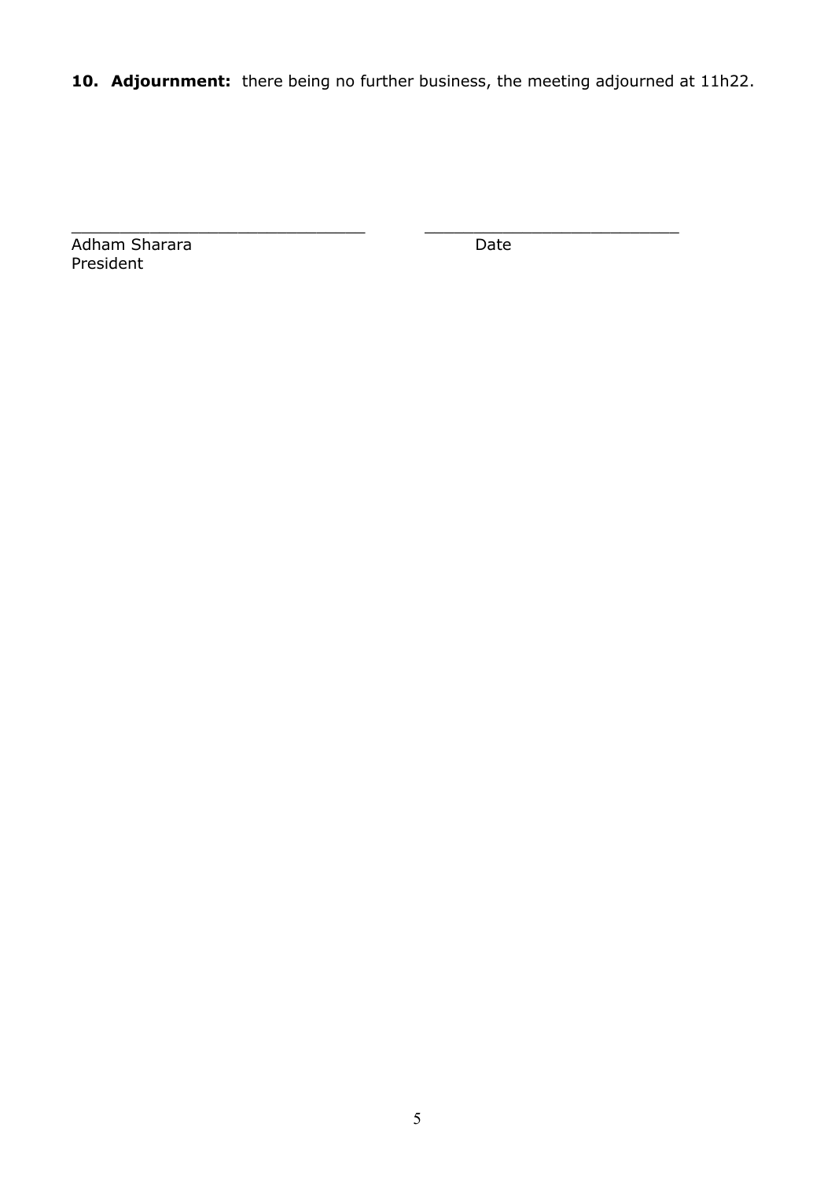**10. Adjournment:** there being no further business, the meeting adjourned at 11h22.

\_\_\_\_\_\_\_\_\_\_\_\_\_\_\_\_\_\_\_\_\_\_\_\_\_\_\_\_\_\_\_\_ \_\_\_\_\_\_\_\_\_\_\_\_\_\_\_\_\_\_\_\_\_\_\_\_\_\_\_\_

Adham Sharara Date

President